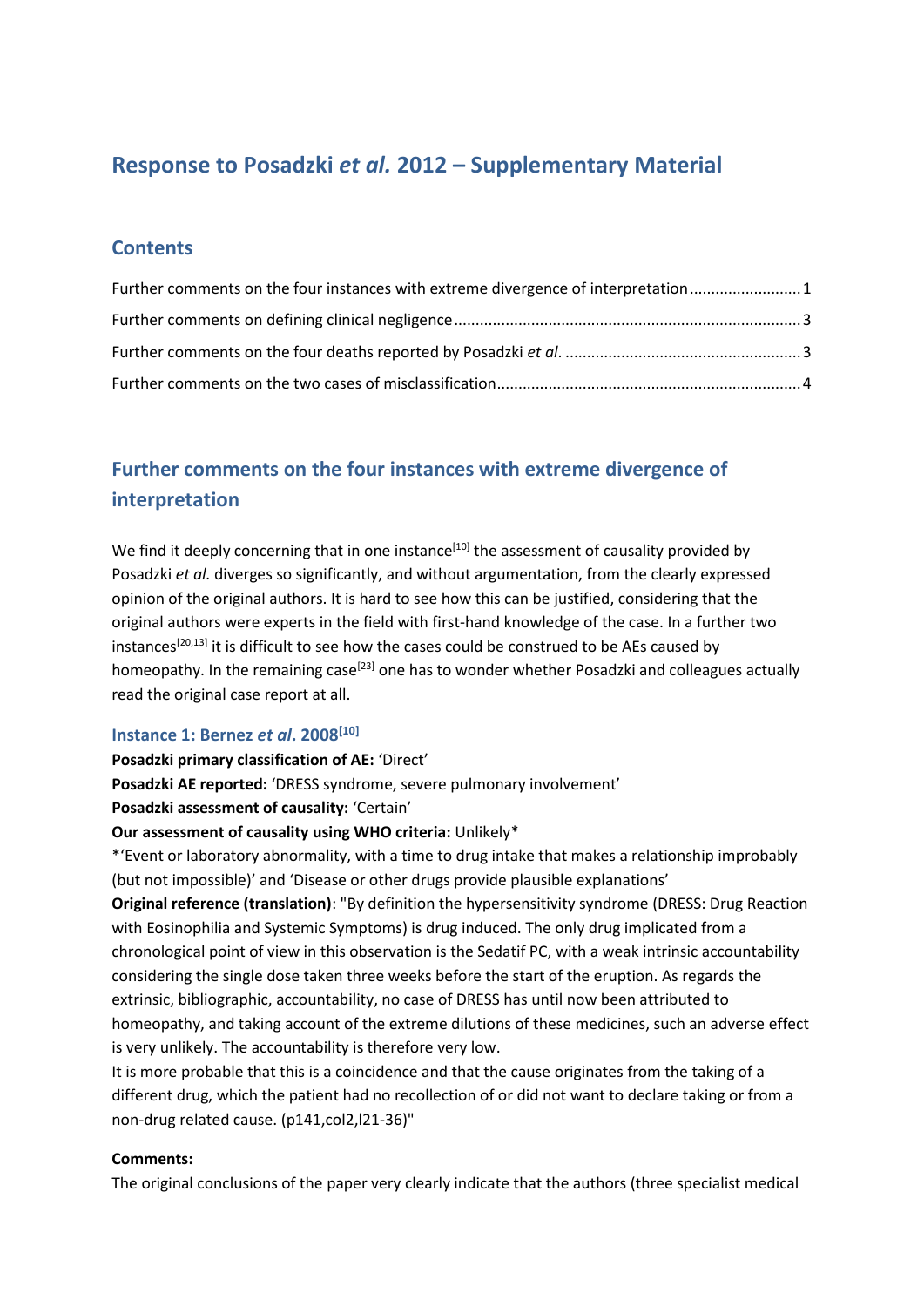# Response to Posadzki *et al.* 2012 – Supplementary Material

## Contents

Further comments on the four instances with extreme divergence of interpretation .......................... 1

Further comments on defining clinical negligence ................................................................................ 3

Further comments on the four deaths reported by Posadzki *et al*. ...................................................... 3

Further comments on the two cases of misclassification ...................................................................... 4

## Further comments on the four instances with extreme divergence of interpretation

We find it deeply concerning that in one instance[10] the assessment of causality provided by Posadzki *et al.* diverges so significantly, and without argumentation, from the clearly expressed opinion of the original authors. It is hard to see how this can be justified, considering that the original authors were experts in the field with first-hand knowledge of the case. In a further two instances[20,13] it is difficult to see how the cases could be construed to be AEs caused by homeopathy. In the remaining case[23] one has to wonder whether Posadzki and colleagues actually read the original case report at all.

### Instance 1: Bernez *et al*. 2008[10]

**Posadzki primary classification of AE:** 'Direct'

**Posadzki AE reported:** 'DRESS syndrome, severe pulmonary involvement'

**Posadzki assessment of causality:** 'Certain'

**Our assessment of causality using WHO criteria:** Unlikely*

*'Event or laboratory abnormality, with a time to drug intake that makes a relationship improbably (but not impossible)' and 'Disease or other drugs provide plausible explanations'

**Original reference (translation)**: "By definition the hypersensitivity syndrome (DRESS: Drug Reaction with Eosinophilia and Systemic Symptoms) is drug induced. The only drug implicated from a chronological point of view in this observation is the Sedatif PC, with a weak intrinsic accountability considering the single dose taken three weeks before the start of the eruption. As regards the extrinsic, bibliographic, accountability, no case of DRESS has until now been attributed to homeopathy, and taking account of the extreme dilutions of these medicines, such an adverse effect is very unlikely. The accountability is therefore very low.
It is more probable that this is a coincidence and that the cause originates from the taking of a different drug, which the patient had no recollection of or did not want to declare taking or from a non-drug related cause. (p141,col2,l21-36)"

**Comments:**

The original conclusions of the paper very clearly indicate that the authors (three specialist medical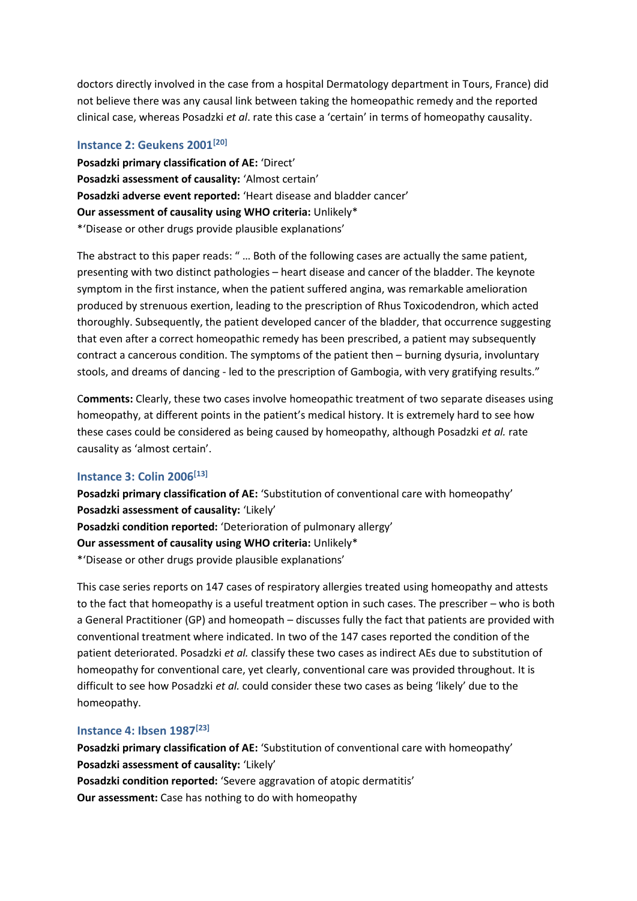doctors directly involved in the case from a hospital Dermatology department in Tours, France) did not believe there was any causal link between taking the homeopathic remedy and the reported clinical case, whereas Posadzki *et al*. rate this case a 'certain' in terms of homeopathy causality.

### Instance 2: Geukens 2001[20]

**Posadzki primary classification of AE:** 'Direct'
**Posadzki assessment of causality:** 'Almost certain'
**Posadzki adverse event reported:** 'Heart disease and bladder cancer'
**Our assessment of causality using WHO criteria:** Unlikely*
*'Disease or other drugs provide plausible explanations'

The abstract to this paper reads: " … Both of the following cases are actually the same patient, presenting with two distinct pathologies – heart disease and cancer of the bladder. The keynote symptom in the first instance, when the patient suffered angina, was remarkable amelioration produced by strenuous exertion, leading to the prescription of Rhus Toxicodendron, which acted thoroughly. Subsequently, the patient developed cancer of the bladder, that occurrence suggesting that even after a correct homeopathic remedy has been prescribed, a patient may subsequently contract a cancerous condition. The symptoms of the patient then – burning dysuria, involuntary stools, and dreams of dancing - led to the prescription of Gambogia, with very gratifying results."

**Comments:** Clearly, these two cases involve homeopathic treatment of two separate diseases using homeopathy, at different points in the patient's medical history. It is extremely hard to see how these cases could be considered as being caused by homeopathy, although Posadzki *et al.* rate causality as 'almost certain'.

### Instance 3: Colin 2006[13]

**Posadzki primary classification of AE:** 'Substitution of conventional care with homeopathy'
**Posadzki assessment of causality:** 'Likely'
**Posadzki condition reported:** 'Deterioration of pulmonary allergy'
**Our assessment of causality using WHO criteria:** Unlikely*
*'Disease or other drugs provide plausible explanations'

This case series reports on 147 cases of respiratory allergies treated using homeopathy and attests to the fact that homeopathy is a useful treatment option in such cases. The prescriber – who is both a General Practitioner (GP) and homeopath – discusses fully the fact that patients are provided with conventional treatment where indicated. In two of the 147 cases reported the condition of the patient deteriorated. Posadzki *et al.* classify these two cases as indirect AEs due to substitution of homeopathy for conventional care, yet clearly, conventional care was provided throughout. It is difficult to see how Posadzki *et al.* could consider these two cases as being 'likely' due to the homeopathy.

### Instance 4: Ibsen 1987[23]

**Posadzki primary classification of AE:** 'Substitution of conventional care with homeopathy'
**Posadzki assessment of causality:** 'Likely'
**Posadzki condition reported:** 'Severe aggravation of atopic dermatitis'
**Our assessment:** Case has nothing to do with homeopathy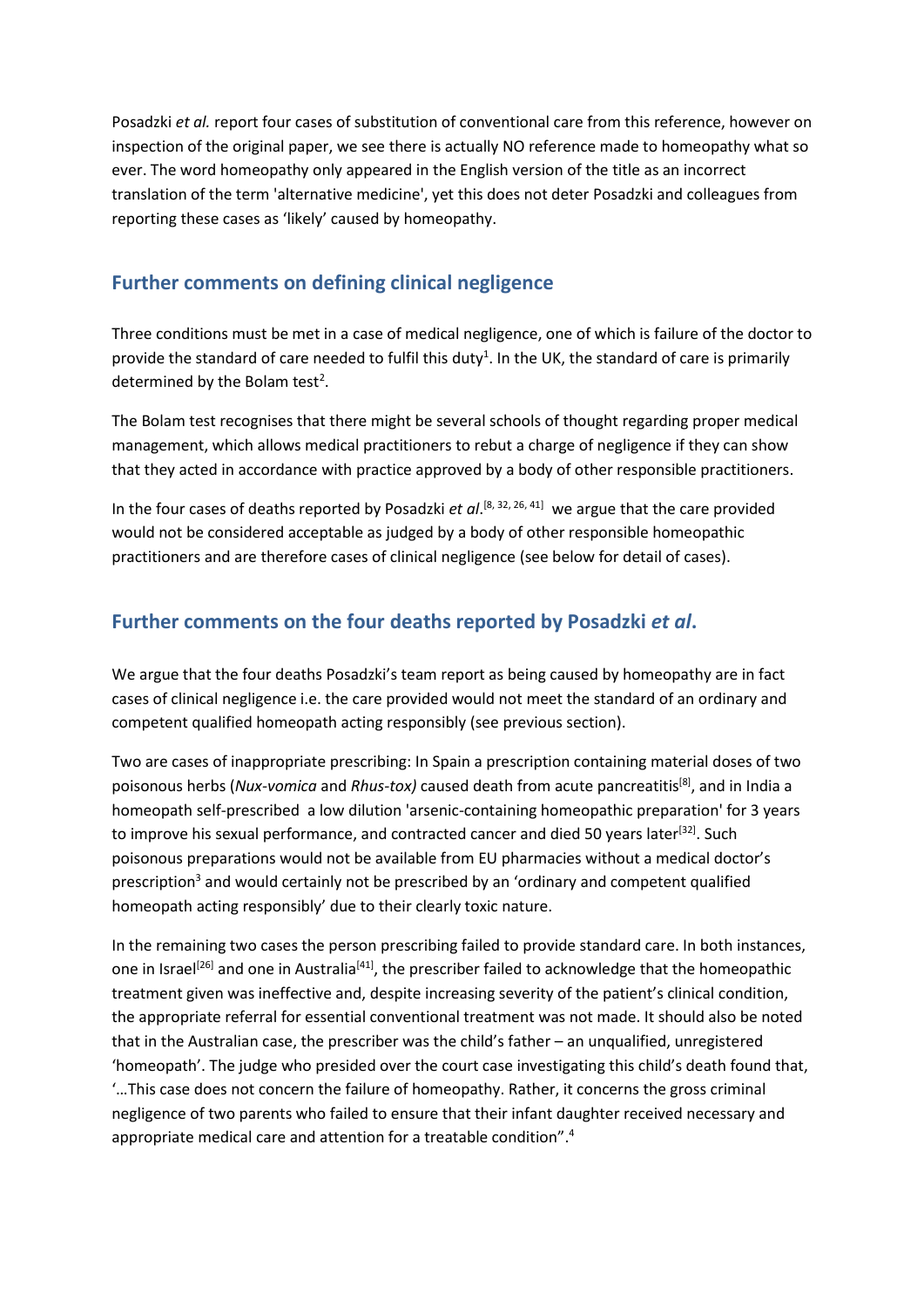Posadzki *et al.* report four cases of substitution of conventional care from this reference, however on inspection of the original paper, we see there is actually NO reference made to homeopathy what so ever. The word homeopathy only appeared in the English version of the title as an incorrect translation of the term 'alternative medicine', yet this does not deter Posadzki and colleagues from reporting these cases as 'likely' caused by homeopathy.

## Further comments on defining clinical negligence

Three conditions must be met in a case of medical negligence, one of which is failure of the doctor to provide the standard of care needed to fulfil this duty[1]. In the UK, the standard of care is primarily determined by the Bolam test[2].

The Bolam test recognises that there might be several schools of thought regarding proper medical management, which allows medical practitioners to rebut a charge of negligence if they can show that they acted in accordance with practice approved by a body of other responsible practitioners.

In the four cases of deaths reported by Posadzki *et al*.[8, 32, 26, 41] we argue that the care provided would not be considered acceptable as judged by a body of other responsible homeopathic practitioners and are therefore cases of clinical negligence (see below for detail of cases).

## Further comments on the four deaths reported by Posadzki *et al*.

We argue that the four deaths Posadzki's team report as being caused by homeopathy are in fact cases of clinical negligence i.e. the care provided would not meet the standard of an ordinary and competent qualified homeopath acting responsibly (see previous section).

Two are cases of inappropriate prescribing: In Spain a prescription containing material doses of two poisonous herbs (*Nux-vomica* and *Rhus-tox)* caused death from acute pancreatitis[8], and in India a homeopath self-prescribed a low dilution 'arsenic-containing homeopathic preparation' for 3 years to improve his sexual performance, and contracted cancer and died 50 years later[32]. Such poisonous preparations would not be available from EU pharmacies without a medical doctor's prescription[3] and would certainly not be prescribed by an 'ordinary and competent qualified homeopath acting responsibly' due to their clearly toxic nature.

In the remaining two cases the person prescribing failed to provide standard care. In both instances, one in Israel[26] and one in Australia[41], the prescriber failed to acknowledge that the homeopathic treatment given was ineffective and, despite increasing severity of the patient's clinical condition, the appropriate referral for essential conventional treatment was not made. It should also be noted that in the Australian case, the prescriber was the child's father – an unqualified, unregistered 'homeopath'. The judge who presided over the court case investigating this child's death found that, '…This case does not concern the failure of homeopathy. Rather, it concerns the gross criminal negligence of two parents who failed to ensure that their infant daughter received necessary and appropriate medical care and attention for a treatable condition".[4]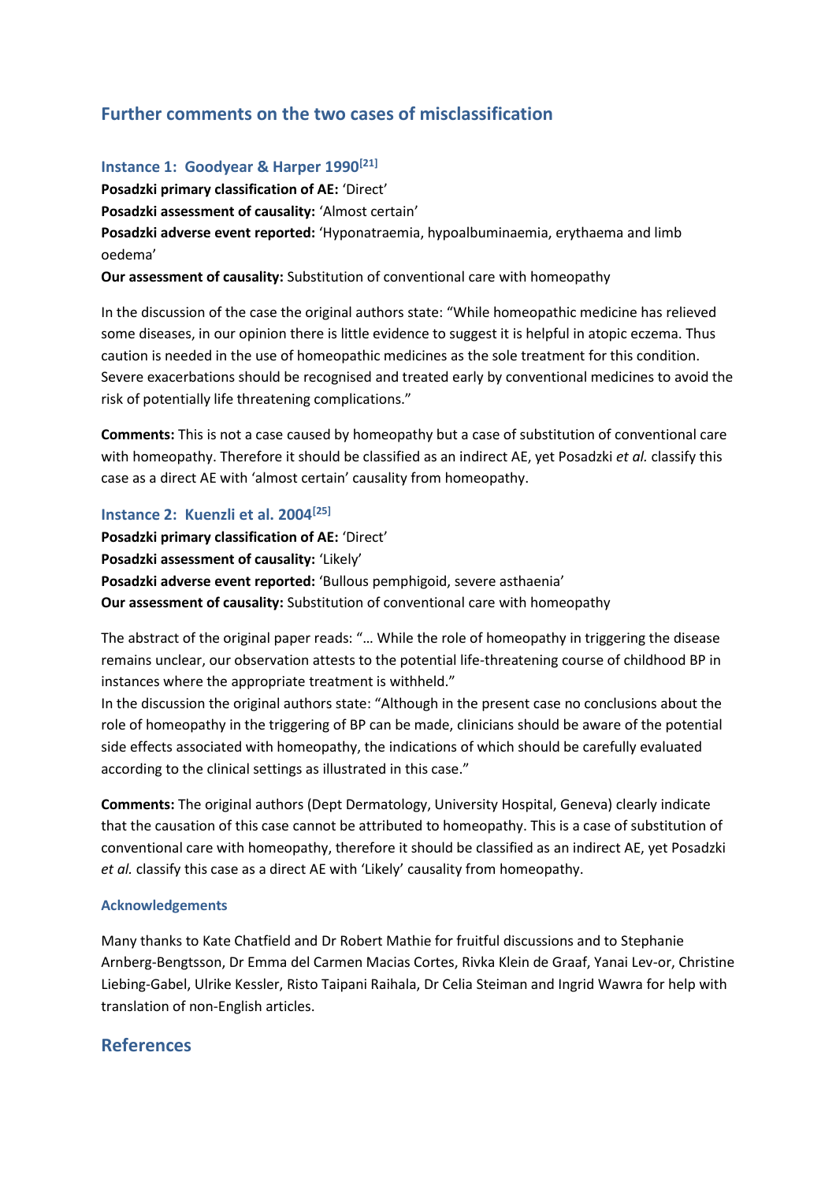## Further comments on the two cases of misclassification

### Instance 1: Goodyear & Harper 1990[21]

**Posadzki primary classification of AE:** 'Direct'
**Posadzki assessment of causality:** 'Almost certain'
**Posadzki adverse event reported:** 'Hyponatraemia, hypoalbuminaemia, erythaema and limb oedema'
**Our assessment of causality:** Substitution of conventional care with homeopathy

In the discussion of the case the original authors state: "While homeopathic medicine has relieved some diseases, in our opinion there is little evidence to suggest it is helpful in atopic eczema. Thus caution is needed in the use of homeopathic medicines as the sole treatment for this condition. Severe exacerbations should be recognised and treated early by conventional medicines to avoid the risk of potentially life threatening complications."

**Comments:** This is not a case caused by homeopathy but a case of substitution of conventional care with homeopathy. Therefore it should be classified as an indirect AE, yet Posadzki *et al.* classify this case as a direct AE with 'almost certain' causality from homeopathy.

### Instance 2: Kuenzli et al. 2004[25]

**Posadzki primary classification of AE:** 'Direct'
**Posadzki assessment of causality:** 'Likely'
**Posadzki adverse event reported:** 'Bullous pemphigoid, severe asthaenia'
**Our assessment of causality:** Substitution of conventional care with homeopathy

The abstract of the original paper reads: "… While the role of homeopathy in triggering the disease remains unclear, our observation attests to the potential life-threatening course of childhood BP in instances where the appropriate treatment is withheld."
In the discussion the original authors state: "Although in the present case no conclusions about the role of homeopathy in the triggering of BP can be made, clinicians should be aware of the potential side effects associated with homeopathy, the indications of which should be carefully evaluated according to the clinical settings as illustrated in this case."

**Comments:** The original authors (Dept Dermatology, University Hospital, Geneva) clearly indicate that the causation of this case cannot be attributed to homeopathy. This is a case of substitution of conventional care with homeopathy, therefore it should be classified as an indirect AE, yet Posadzki *et al.* classify this case as a direct AE with 'Likely' causality from homeopathy.

### Acknowledgements

Many thanks to Kate Chatfield and Dr Robert Mathie for fruitful discussions and to Stephanie Arnberg-Bengtsson, Dr Emma del Carmen Macias Cortes, Rivka Klein de Graaf, Yanai Lev-or, Christine Liebing-Gabel, Ulrike Kessler, Risto Taipani Raihala, Dr Celia Steiman and Ingrid Wawra for help with translation of non-English articles.

## References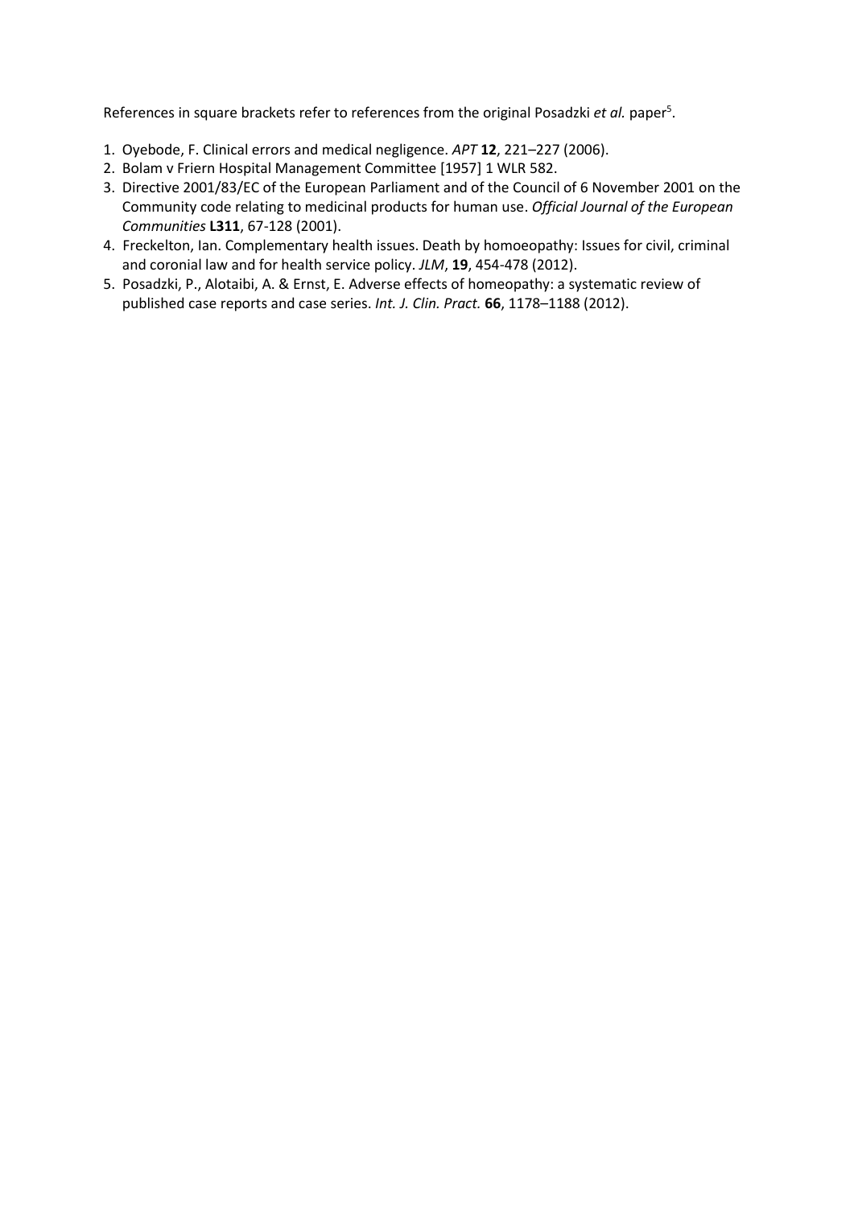References in square brackets refer to references from the original Posadzki *et al.* paper[5].

1. Oyebode, F. Clinical errors and medical negligence. *APT* **12**, 221–227 (2006).
2. Bolam v Friern Hospital Management Committee [1957] 1 WLR 582.
3. Directive 2001/83/EC of the European Parliament and of the Council of 6 November 2001 on the Community code relating to medicinal products for human use. *Official Journal of the European Communities* **L311**, 67-128 (2001).
4. Freckelton, Ian. Complementary health issues. Death by homoeopathy: Issues for civil, criminal and coronial law and for health service policy. *JLM*, **19**, 454-478 (2012).
5. Posadzki, P., Alotaibi, A. & Ernst, E. Adverse effects of homeopathy: a systematic review of published case reports and case series. *Int. J. Clin. Pract.* **66**, 1178–1188 (2012).